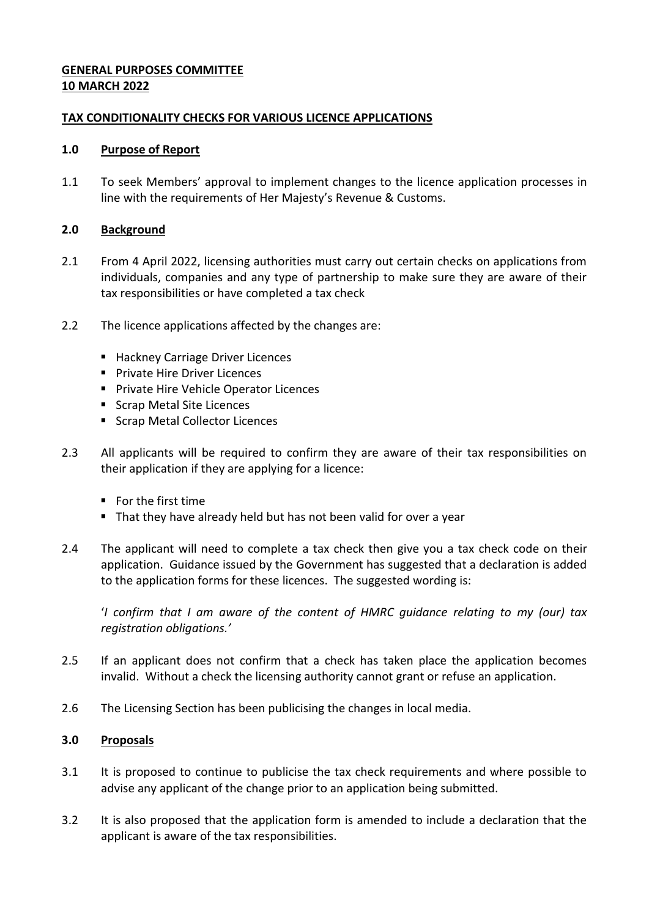**GENERAL PURPOSES COMMITTEE**
**10 MARCH 2022**

**TAX CONDITIONALITY CHECKS FOR VARIOUS LICENCE APPLICATIONS**

## 1.0 Purpose of Report

1.1 To seek Members' approval to implement changes to the licence application processes in line with the requirements of Her Majesty's Revenue & Customs.

## 2.0 Background

2.1 From 4 April 2022, licensing authorities must carry out certain checks on applications from individuals, companies and any type of partnership to make sure they are aware of their tax responsibilities or have completed a tax check

2.2 The licence applications affected by the changes are:

- Hackney Carriage Driver Licences
- Private Hire Driver Licences
- Private Hire Vehicle Operator Licences
- Scrap Metal Site Licences
- Scrap Metal Collector Licences

2.3 All applicants will be required to confirm they are aware of their tax responsibilities on their application if they are applying for a licence:

- For the first time
- That they have already held but has not been valid for over a year

2.4 The applicant will need to complete a tax check then give you a tax check code on their application. Guidance issued by the Government has suggested that a declaration is added to the application forms for these licences. The suggested wording is:

'*I confirm that I am aware of the content of HMRC guidance relating to my (our) tax registration obligations.*'

2.5 If an applicant does not confirm that a check has taken place the application becomes invalid. Without a check the licensing authority cannot grant or refuse an application.

2.6 The Licensing Section has been publicising the changes in local media.

## 3.0 Proposals

3.1 It is proposed to continue to publicise the tax check requirements and where possible to advise any applicant of the change prior to an application being submitted.

3.2 It is also proposed that the application form is amended to include a declaration that the applicant is aware of the tax responsibilities.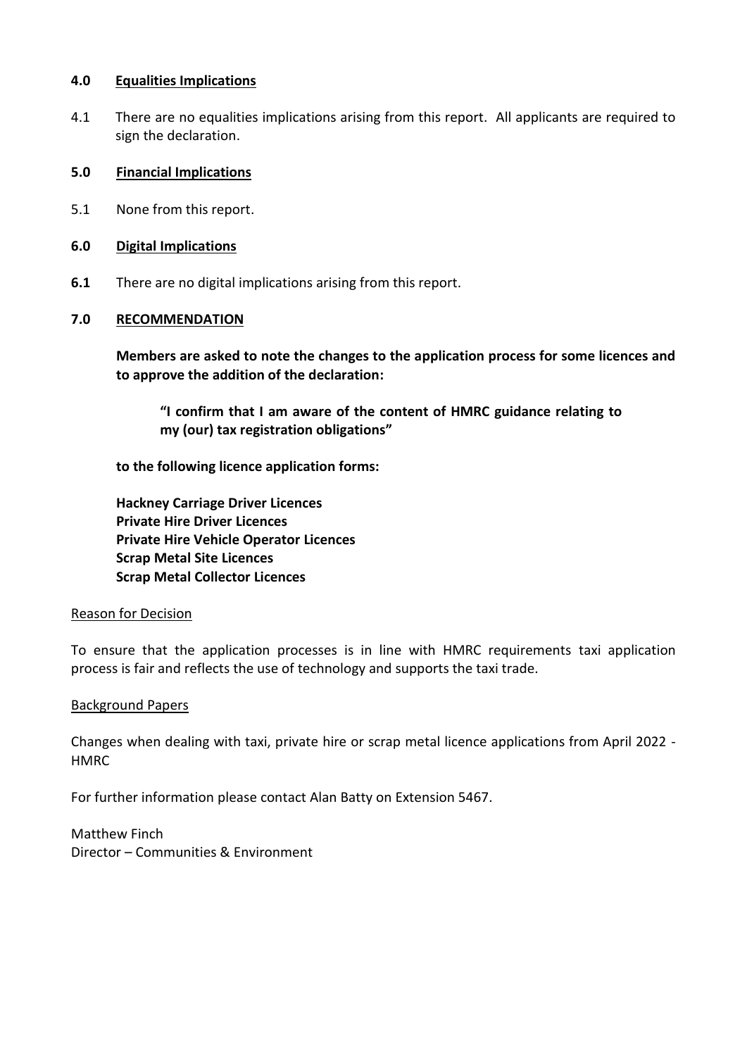## 4.0 Equalities Implications

4.1 There are no equalities implications arising from this report. All applicants are required to sign the declaration.

## 5.0 Financial Implications

5.1 None from this report.

## 6.0 Digital Implications

**6.1** There are no digital implications arising from this report.

## 7.0 RECOMMENDATION

**Members are asked to note the changes to the application process for some licences and to approve the addition of the declaration:**

> **"I confirm that I am aware of the content of HMRC guidance relating to my (our) tax registration obligations"**

**to the following licence application forms:**

**Hackney Carriage Driver Licences**
**Private Hire Driver Licences**
**Private Hire Vehicle Operator Licences**
**Scrap Metal Site Licences**
**Scrap Metal Collector Licences**

Reason for Decision

To ensure that the application processes is in line with HMRC requirements taxi application process is fair and reflects the use of technology and supports the taxi trade.

Background Papers

Changes when dealing with taxi, private hire or scrap metal licence applications from April 2022 - HMRC

For further information please contact Alan Batty on Extension 5467.

Matthew Finch
Director – Communities & Environment